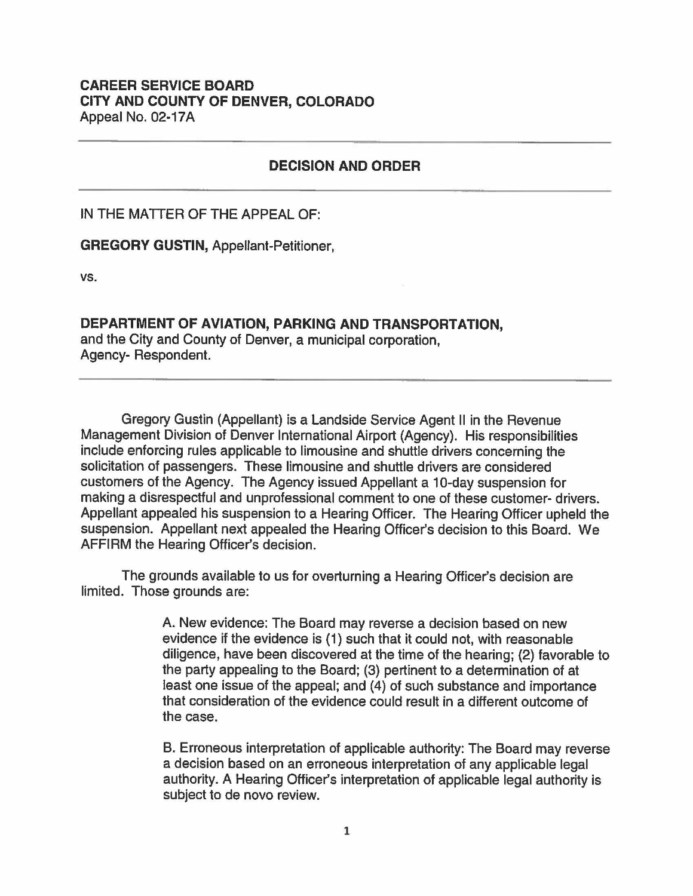**CAREER SERVICE BOARD**
**CITY AND COUNTY OF DENVER, COLORADO**
Appeal No. 02-17A

---

## DECISION AND ORDER

---

IN THE MATTER OF THE APPEAL OF:

**GREGORY GUSTIN,** Appellant-Petitioner,

vs.

**DEPARTMENT OF AVIATION, PARKING AND TRANSPORTATION,**
and the City and County of Denver, a municipal corporation,
Agency- Respondent.

---

Gregory Gustin (Appellant) is a Landside Service Agent II in the Revenue Management Division of Denver International Airport (Agency). His responsibilities include enforcing rules applicable to limousine and shuttle drivers concerning the solicitation of passengers. These limousine and shuttle drivers are considered customers of the Agency. The Agency issued Appellant a 10-day suspension for making a disrespectful and unprofessional comment to one of these customer- drivers. Appellant appealed his suspension to a Hearing Officer. The Hearing Officer upheld the suspension. Appellant next appealed the Hearing Officer's decision to this Board. We AFFIRM the Hearing Officer's decision.

The grounds available to us for overturning a Hearing Officer's decision are limited. Those grounds are:

> A. New evidence: The Board may reverse a decision based on new evidence if the evidence is (1) such that it could not, with reasonable diligence, have been discovered at the time of the hearing; (2) favorable to the party appealing to the Board; (3) pertinent to a determination of at least one issue of the appeal; and (4) of such substance and importance that consideration of the evidence could result in a different outcome of the case.
>
> B. Erroneous interpretation of applicable authority: The Board may reverse a decision based on an erroneous interpretation of any applicable legal authority. A Hearing Officer's interpretation of applicable legal authority is subject to de novo review.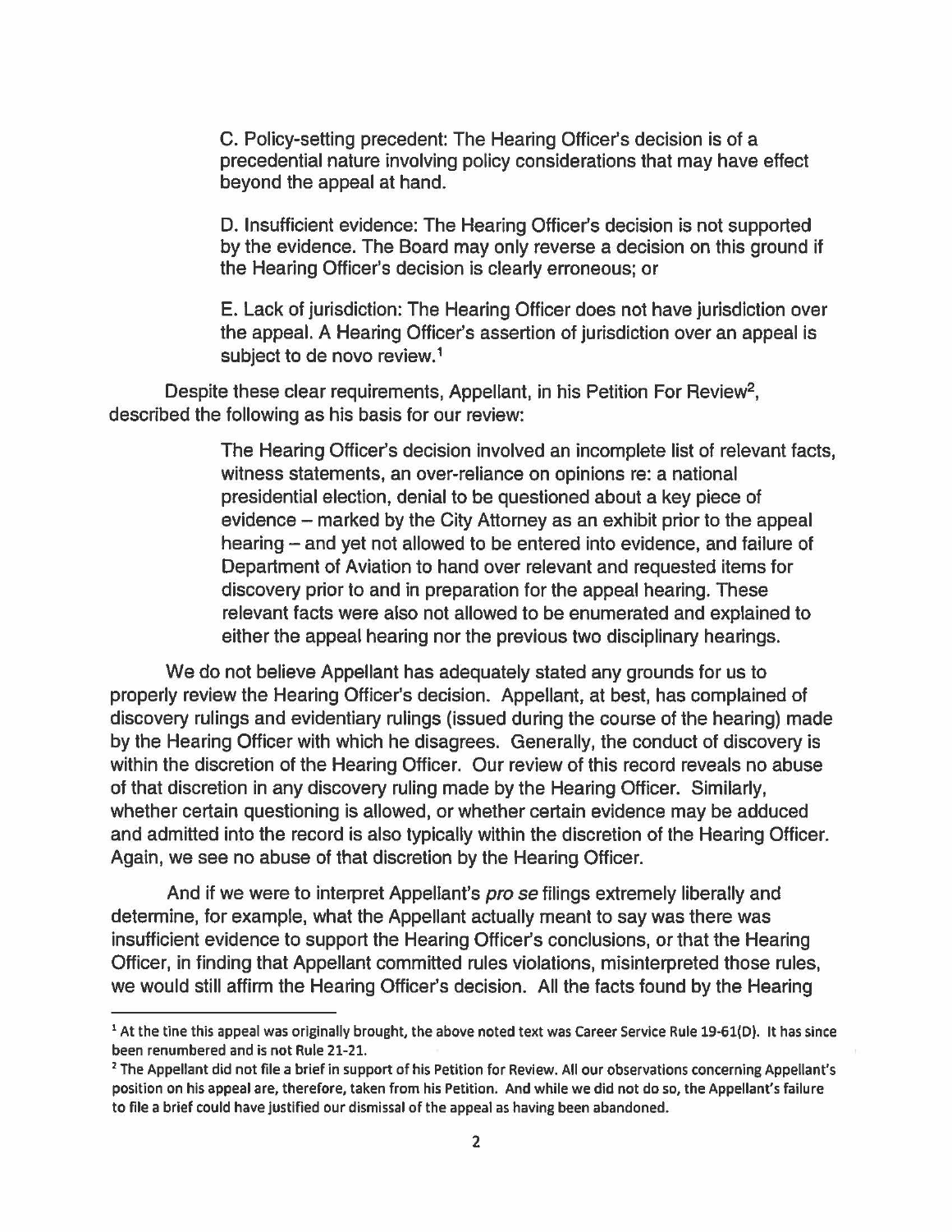C. Policy-setting precedent: The Hearing Officer's decision is of a precedential nature involving policy considerations that may have effect beyond the appeal at hand.

D. Insufficient evidence: The Hearing Officer's decision is not supported by the evidence. The Board may only reverse a decision on this ground if the Hearing Officer's decision is clearly erroneous; or

E. Lack of jurisdiction: The Hearing Officer does not have jurisdiction over the appeal. A Hearing Officer's assertion of jurisdiction over an appeal is subject to de novo review.[1]

Despite these clear requirements, Appellant, in his Petition For Review[2], described the following as his basis for our review:

> The Hearing Officer's decision involved an incomplete list of relevant facts, witness statements, an over-reliance on opinions re: a national presidential election, denial to be questioned about a key piece of evidence – marked by the City Attorney as an exhibit prior to the appeal hearing – and yet not allowed to be entered into evidence, and failure of Department of Aviation to hand over relevant and requested items for discovery prior to and in preparation for the appeal hearing. These relevant facts were also not allowed to be enumerated and explained to either the appeal hearing nor the previous two disciplinary hearings.

We do not believe Appellant has adequately stated any grounds for us to properly review the Hearing Officer's decision. Appellant, at best, has complained of discovery rulings and evidentiary rulings (issued during the course of the hearing) made by the Hearing Officer with which he disagrees. Generally, the conduct of discovery is within the discretion of the Hearing Officer. Our review of this record reveals no abuse of that discretion in any discovery ruling made by the Hearing Officer. Similarly, whether certain questioning is allowed, or whether certain evidence may be adduced and admitted into the record is also typically within the discretion of the Hearing Officer. Again, we see no abuse of that discretion by the Hearing Officer.

And if we were to interpret Appellant's *pro se* filings extremely liberally and determine, for example, what the Appellant actually meant to say was there was insufficient evidence to support the Hearing Officer's conclusions, or that the Hearing Officer, in finding that Appellant committed rules violations, misinterpreted those rules, we would still affirm the Hearing Officer's decision. All the facts found by the Hearing

---

[1] At the tine this appeal was originally brought, the above noted text was Career Service Rule 19-61(D). It has since been renumbered and is not Rule 21-21.

[2] The Appellant did not file a brief in support of his Petition for Review. All our observations concerning Appellant's position on his appeal are, therefore, taken from his Petition. And while we did not do so, the Appellant's failure to file a brief could have justified our dismissal of the appeal as having been abandoned.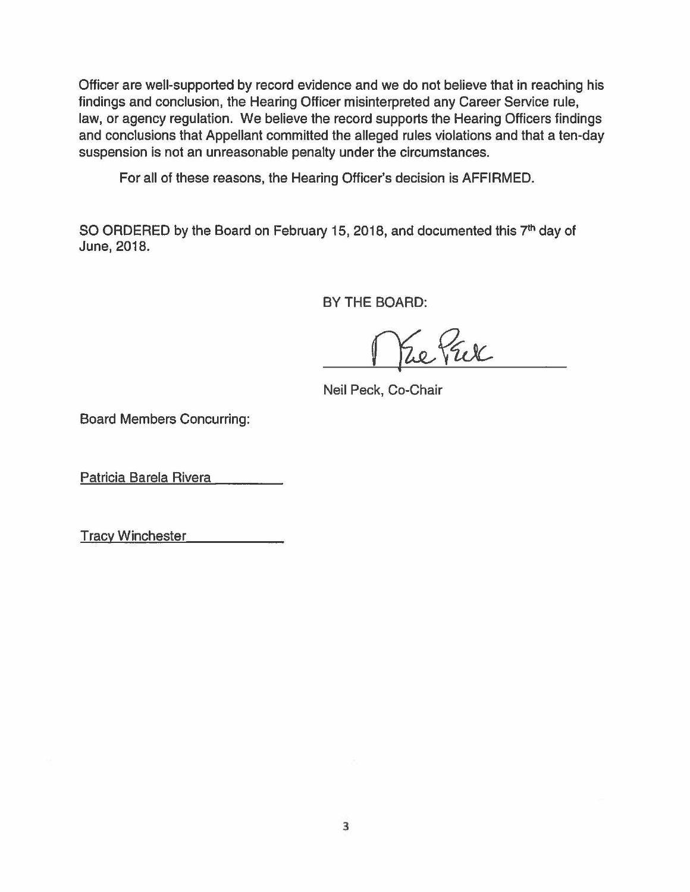Officer are well-supported by record evidence and we do not believe that in reaching his findings and conclusion, the Hearing Officer misinterpreted any Career Service rule, law, or agency regulation. We believe the record supports the Hearing Officers findings and conclusions that Appellant committed the alleged rules violations and that a ten-day suspension is not an unreasonable penalty under the circumstances.

For all of these reasons, the Hearing Officer's decision is AFFIRMED.

SO ORDERED by the Board on February 15, 2018, and documented this 7th day of June, 2018.

BY THE BOARD:

Neil Peck, Co-Chair

Board Members Concurring:

Patricia Barela Rivera

Tracy Winchester